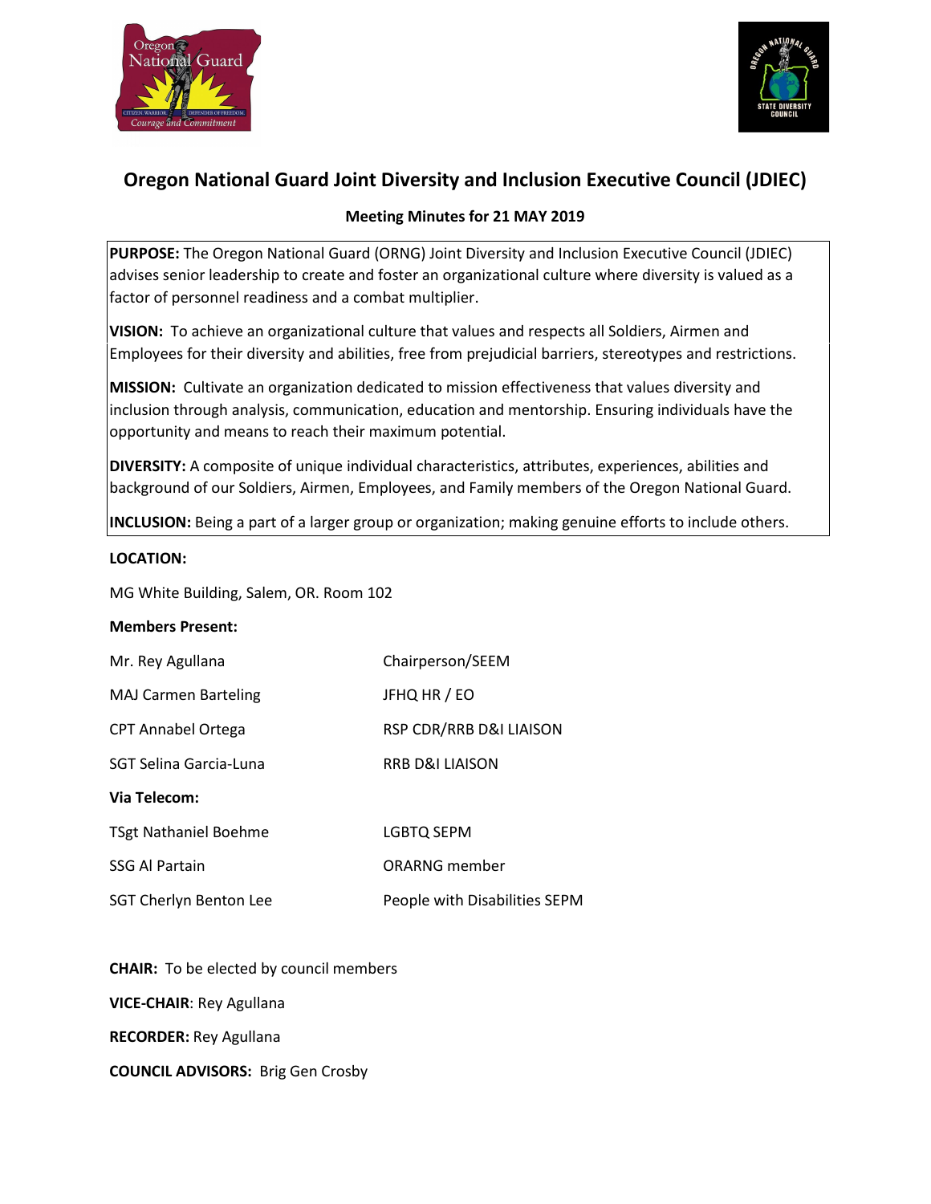# Oregon National Guard Joint Diversity and Inclusion Executive Council (JDIEC)

**Meeting Minutes for 21 MAY 2019**

**PURPOSE:** The Oregon National Guard (ORNG) Joint Diversity and Inclusion Executive Council (JDIEC) advises senior leadership to create and foster an organizational culture where diversity is valued as a factor of personnel readiness and a combat multiplier.

**VISION:** To achieve an organizational culture that values and respects all Soldiers, Airmen and Employees for their diversity and abilities, free from prejudicial barriers, stereotypes and restrictions.

**MISSION:** Cultivate an organization dedicated to mission effectiveness that values diversity and inclusion through analysis, communication, education and mentorship. Ensuring individuals have the opportunity and means to reach their maximum potential.

**DIVERSITY:** A composite of unique individual characteristics, attributes, experiences, abilities and background of our Soldiers, Airmen, Employees, and Family members of the Oregon National Guard.

**INCLUSION:** Being a part of a larger group or organization; making genuine efforts to include others.

**LOCATION:**

MG White Building, Salem, OR. Room 102

**Members Present:**

| | |
|---|---|
| Mr. Rey Agullana | Chairperson/SEEM |
| MAJ Carmen Barteling | JFHQ HR / EO |
| CPT Annabel Ortega | RSP CDR/RRB D&I LIAISON |
| SGT Selina Garcia-Luna | RRB D&I LIAISON |

**Via Telecom:**

| | |
|---|---|
| TSgt Nathaniel Boehme | LGBTQ SEPM |
| SSG Al Partain | ORARNG member |
| SGT Cherlyn Benton Lee | People with Disabilities SEPM |

**CHAIR:** To be elected by council members

**VICE-CHAIR**: Rey Agullana

**RECORDER:** Rey Agullana

**COUNCIL ADVISORS:** Brig Gen Crosby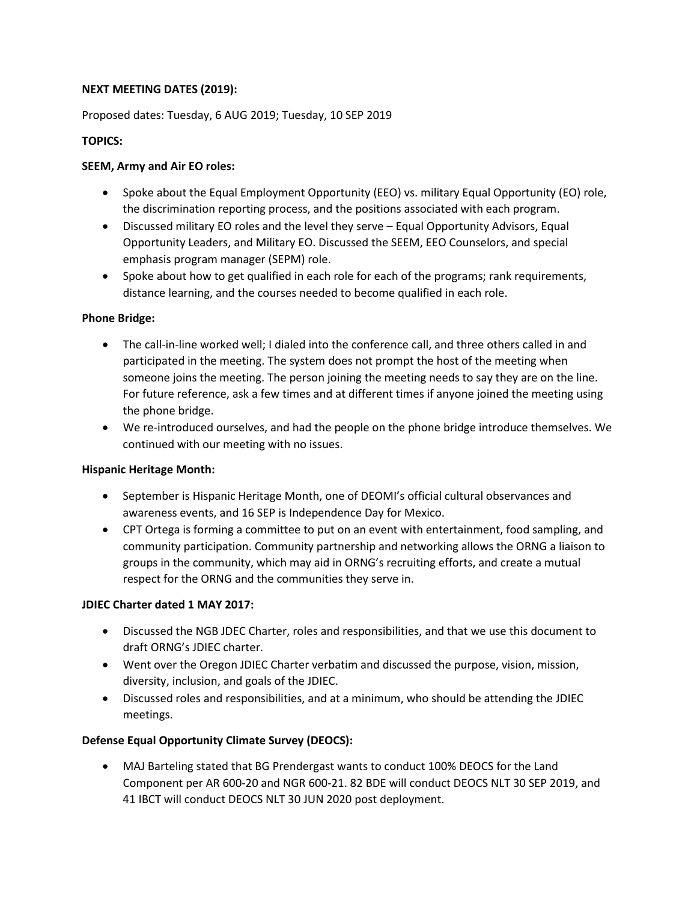**NEXT MEETING DATES (2019):**

Proposed dates: Tuesday, 6 AUG 2019; Tuesday, 10 SEP 2019

**TOPICS:**

**SEEM, Army and Air EO roles:**

- Spoke about the Equal Employment Opportunity (EEO) vs. military Equal Opportunity (EO) role, the discrimination reporting process, and the positions associated with each program.
- Discussed military EO roles and the level they serve – Equal Opportunity Advisors, Equal Opportunity Leaders, and Military EO. Discussed the SEEM, EEO Counselors, and special emphasis program manager (SEPM) role.
- Spoke about how to get qualified in each role for each of the programs; rank requirements, distance learning, and the courses needed to become qualified in each role.

**Phone Bridge:**

- The call-in-line worked well; I dialed into the conference call, and three others called in and participated in the meeting. The system does not prompt the host of the meeting when someone joins the meeting. The person joining the meeting needs to say they are on the line. For future reference, ask a few times and at different times if anyone joined the meeting using the phone bridge.
- We re-introduced ourselves, and had the people on the phone bridge introduce themselves. We continued with our meeting with no issues.

**Hispanic Heritage Month:**

- September is Hispanic Heritage Month, one of DEOMI's official cultural observances and awareness events, and 16 SEP is Independence Day for Mexico.
- CPT Ortega is forming a committee to put on an event with entertainment, food sampling, and community participation. Community partnership and networking allows the ORNG a liaison to groups in the community, which may aid in ORNG's recruiting efforts, and create a mutual respect for the ORNG and the communities they serve in.

**JDIEC Charter dated 1 MAY 2017:**

- Discussed the NGB JDEC Charter, roles and responsibilities, and that we use this document to draft ORNG's JDIEC charter.
- Went over the Oregon JDIEC Charter verbatim and discussed the purpose, vision, mission, diversity, inclusion, and goals of the JDIEC.
- Discussed roles and responsibilities, and at a minimum, who should be attending the JDIEC meetings.

**Defense Equal Opportunity Climate Survey (DEOCS):**

- MAJ Barteling stated that BG Prendergast wants to conduct 100% DEOCS for the Land Component per AR 600-20 and NGR 600-21. 82 BDE will conduct DEOCS NLT 30 SEP 2019, and 41 IBCT will conduct DEOCS NLT 30 JUN 2020 post deployment.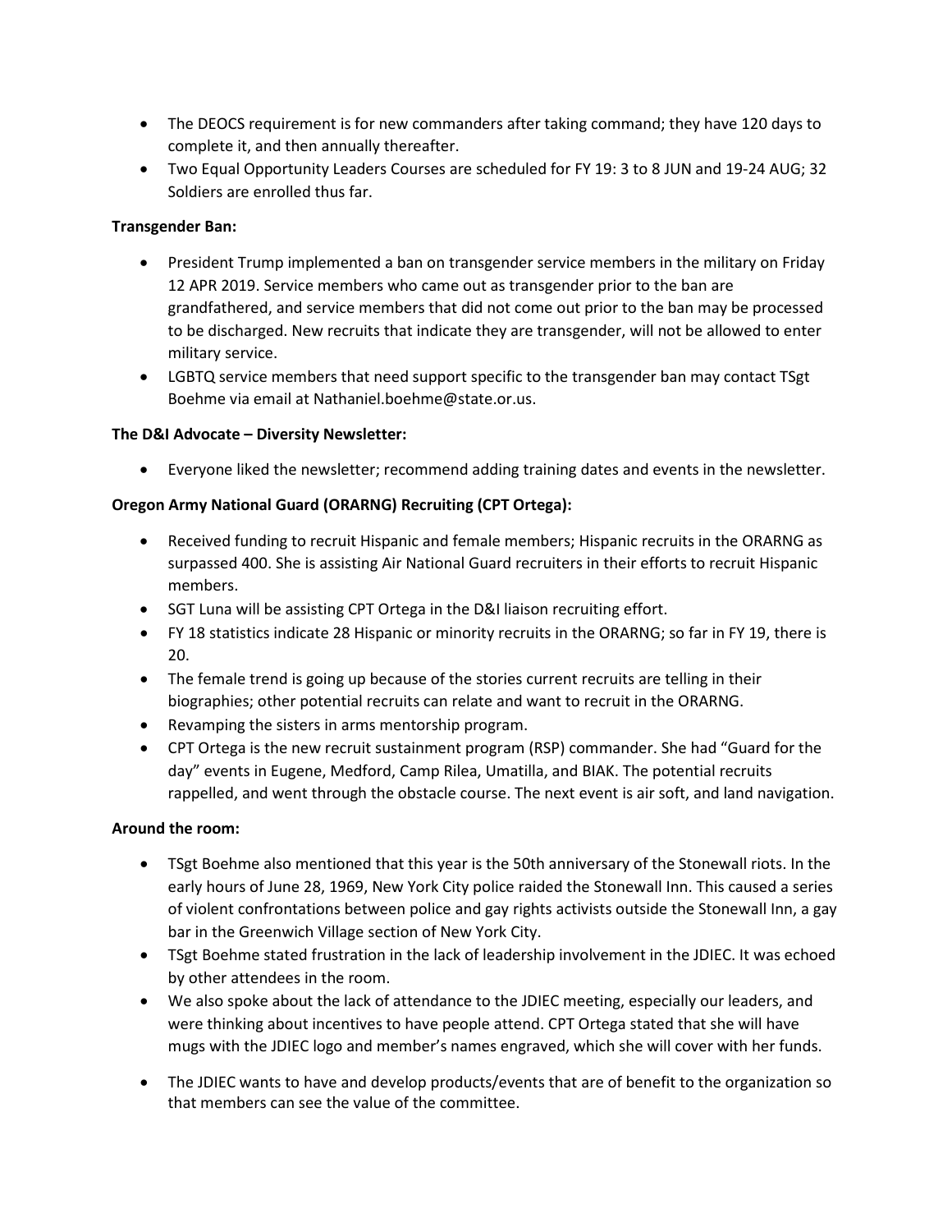- The DEOCS requirement is for new commanders after taking command; they have 120 days to complete it, and then annually thereafter.
- Two Equal Opportunity Leaders Courses are scheduled for FY 19: 3 to 8 JUN and 19-24 AUG; 32 Soldiers are enrolled thus far.

**Transgender Ban:**

- President Trump implemented a ban on transgender service members in the military on Friday 12 APR 2019. Service members who came out as transgender prior to the ban are grandfathered, and service members that did not come out prior to the ban may be processed to be discharged. New recruits that indicate they are transgender, will not be allowed to enter military service.
- LGBTQ service members that need support specific to the transgender ban may contact TSgt Boehme via email at Nathaniel.boehme@state.or.us.

**The D&I Advocate – Diversity Newsletter:**

- Everyone liked the newsletter; recommend adding training dates and events in the newsletter.

**Oregon Army National Guard (ORARNG) Recruiting (CPT Ortega):**

- Received funding to recruit Hispanic and female members; Hispanic recruits in the ORARNG as surpassed 400. She is assisting Air National Guard recruiters in their efforts to recruit Hispanic members.
- SGT Luna will be assisting CPT Ortega in the D&I liaison recruiting effort.
- FY 18 statistics indicate 28 Hispanic or minority recruits in the ORARNG; so far in FY 19, there is 20.
- The female trend is going up because of the stories current recruits are telling in their biographies; other potential recruits can relate and want to recruit in the ORARNG.
- Revamping the sisters in arms mentorship program.
- CPT Ortega is the new recruit sustainment program (RSP) commander. She had "Guard for the day" events in Eugene, Medford, Camp Rilea, Umatilla, and BIAK. The potential recruits rappelled, and went through the obstacle course. The next event is air soft, and land navigation.

**Around the room:**

- TSgt Boehme also mentioned that this year is the 50th anniversary of the Stonewall riots. In the early hours of June 28, 1969, New York City police raided the Stonewall Inn. This caused a series of violent confrontations between police and gay rights activists outside the Stonewall Inn, a gay bar in the Greenwich Village section of New York City.
- TSgt Boehme stated frustration in the lack of leadership involvement in the JDIEC. It was echoed by other attendees in the room.
- We also spoke about the lack of attendance to the JDIEC meeting, especially our leaders, and were thinking about incentives to have people attend. CPT Ortega stated that she will have mugs with the JDIEC logo and member's names engraved, which she will cover with her funds.
- The JDIEC wants to have and develop products/events that are of benefit to the organization so that members can see the value of the committee.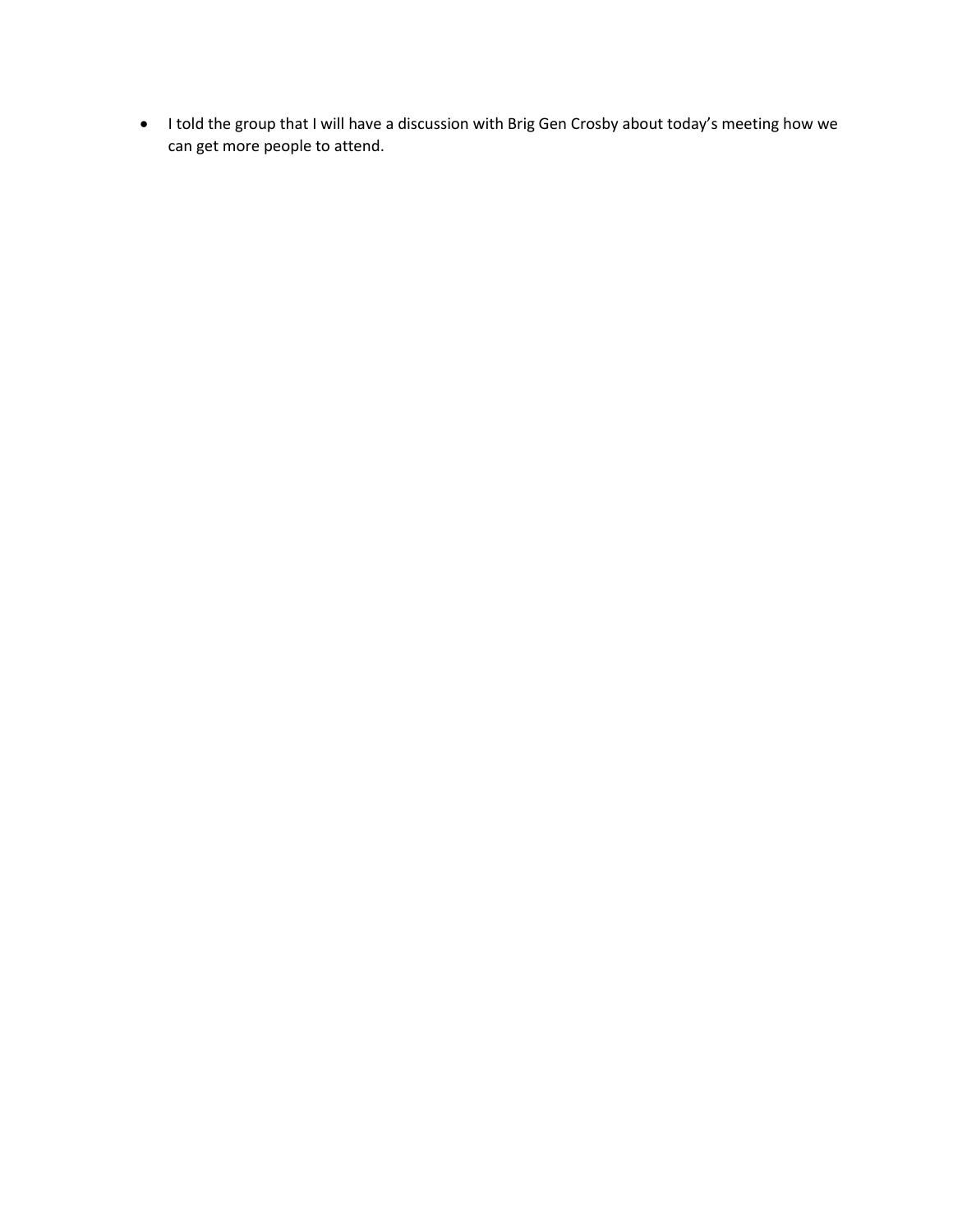- I told the group that I will have a discussion with Brig Gen Crosby about today's meeting how we can get more people to attend.